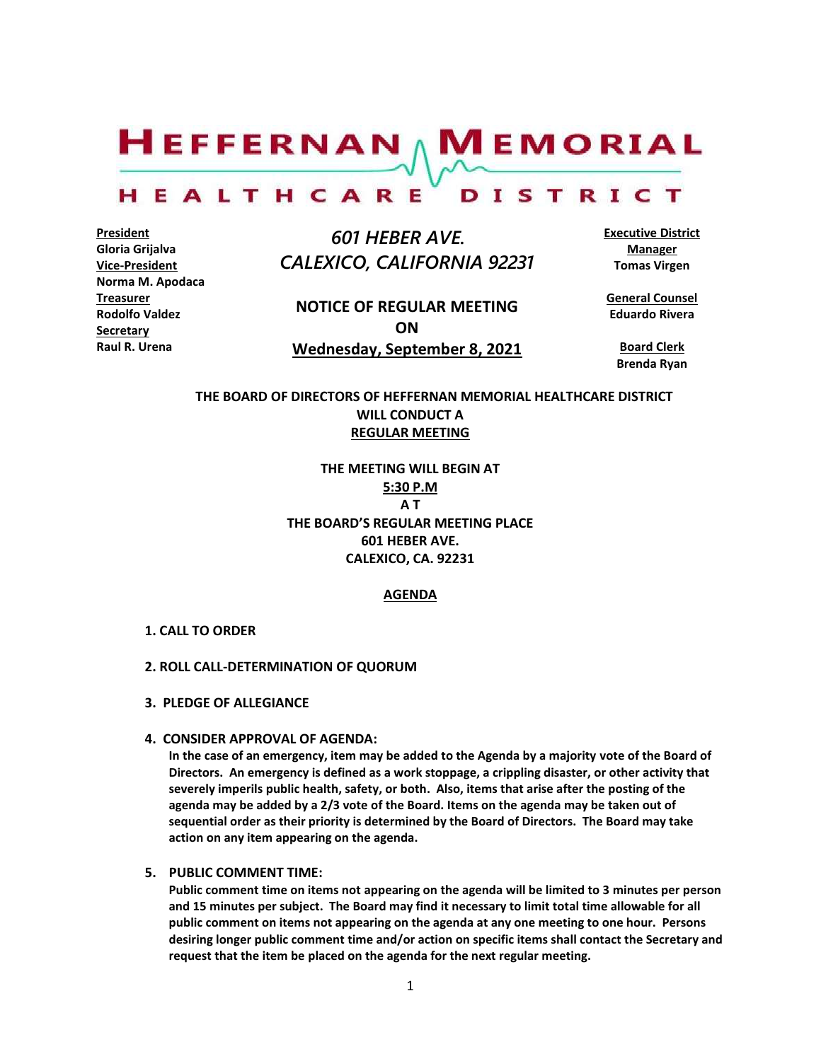# HEFFERNAN MEMORIAL HEALTHCARE DISTRICT

**President**
**Gloria Grijalva**
**Vice-President**
**Norma M. Apodaca**
**Treasurer**
**Rodolfo Valdez**
**Secretary**
**Raul R. Urena**

*601 HEBER AVE.*
*CALEXICO, CALIFORNIA 92231*

**NOTICE OF REGULAR MEETING**
**ON**
**Wednesday, September 8, 2021**

**Executive District Manager**
**Tomas Virgen**

**General Counsel**
**Eduardo Rivera**

**Board Clerk**
**Brenda Ryan**

**THE BOARD OF DIRECTORS OF HEFFERNAN MEMORIAL HEALTHCARE DISTRICT WILL CONDUCT A REGULAR MEETING**

**THE MEETING WILL BEGIN AT**
**5:30 P.M**
**A T**
**THE BOARD'S REGULAR MEETING PLACE**
**601 HEBER AVE.**
**CALEXICO, CA. 92231**

## AGENDA

**1. CALL TO ORDER**

**2. ROLL CALL-DETERMINATION OF QUORUM**

**3. PLEDGE OF ALLEGIANCE**

**4. CONSIDER APPROVAL OF AGENDA:**
**In the case of an emergency, item may be added to the Agenda by a majority vote of the Board of Directors. An emergency is defined as a work stoppage, a crippling disaster, or other activity that severely imperils public health, safety, or both. Also, items that arise after the posting of the agenda may be added by a 2/3 vote of the Board. Items on the agenda may be taken out of sequential order as their priority is determined by the Board of Directors. The Board may take action on any item appearing on the agenda.**

**5. PUBLIC COMMENT TIME:**
**Public comment time on items not appearing on the agenda will be limited to 3 minutes per person and 15 minutes per subject. The Board may find it necessary to limit total time allowable for all public comment on items not appearing on the agenda at any one meeting to one hour. Persons desiring longer public comment time and/or action on specific items shall contact the Secretary and request that the item be placed on the agenda for the next regular meeting.**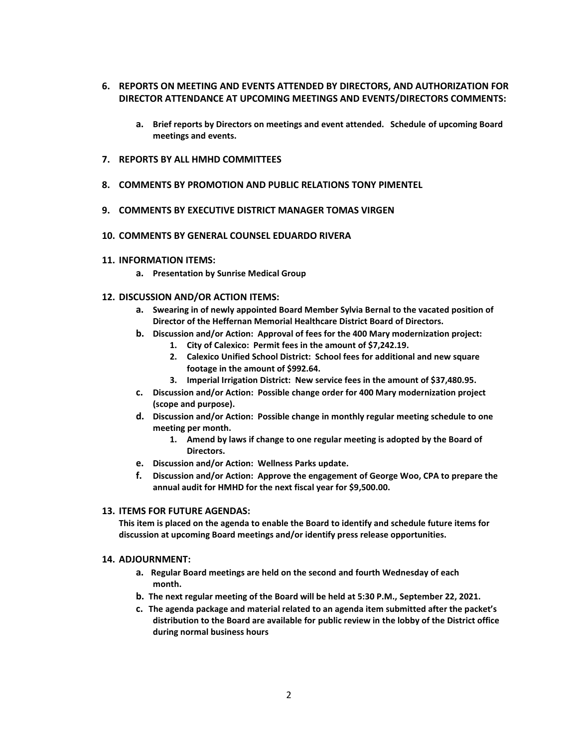6. **REPORTS ON MEETING AND EVENTS ATTENDED BY DIRECTORS, AND AUTHORIZATION FOR DIRECTOR ATTENDANCE AT UPCOMING MEETINGS AND EVENTS/DIRECTORS COMMENTS:**

   a. **Brief reports by Directors on meetings and event attended. Schedule of upcoming Board meetings and events.**

7. **REPORTS BY ALL HMHD COMMITTEES**

8. **COMMENTS BY PROMOTION AND PUBLIC RELATIONS TONY PIMENTEL**

9. **COMMENTS BY EXECUTIVE DISTRICT MANAGER TOMAS VIRGEN**

10. **COMMENTS BY GENERAL COUNSEL EDUARDO RIVERA**

11. **INFORMATION ITEMS:**
    a. **Presentation by Sunrise Medical Group**

12. **DISCUSSION AND/OR ACTION ITEMS:**
    a. **Swearing in of newly appointed Board Member Sylvia Bernal to the vacated position of Director of the Heffernan Memorial Healthcare District Board of Directors.**
    b. **Discussion and/or Action: Approval of fees for the 400 Mary modernization project:**
       1. **City of Calexico: Permit fees in the amount of $7,242.19.**
       2. **Calexico Unified School District: School fees for additional and new square footage in the amount of $992.64.**
       3. **Imperial Irrigation District: New service fees in the amount of $37,480.95.**
    c. **Discussion and/or Action: Possible change order for 400 Mary modernization project (scope and purpose).**
    d. **Discussion and/or Action: Possible change in monthly regular meeting schedule to one meeting per month.**
       1. **Amend by laws if change to one regular meeting is adopted by the Board of Directors.**
    e. **Discussion and/or Action: Wellness Parks update.**
    f. **Discussion and/or Action: Approve the engagement of George Woo, CPA to prepare the annual audit for HMHD for the next fiscal year for $9,500.00.**

13. **ITEMS FOR FUTURE AGENDAS:**
    **This item is placed on the agenda to enable the Board to identify and schedule future items for discussion at upcoming Board meetings and/or identify press release opportunities.**

14. **ADJOURNMENT:**
    a. **Regular Board meetings are held on the second and fourth Wednesday of each month.**
    b. **The next regular meeting of the Board will be held at 5:30 P.M., September 22, 2021.**
    c. **The agenda package and material related to an agenda item submitted after the packet's distribution to the Board are available for public review in the lobby of the District office during normal business hours**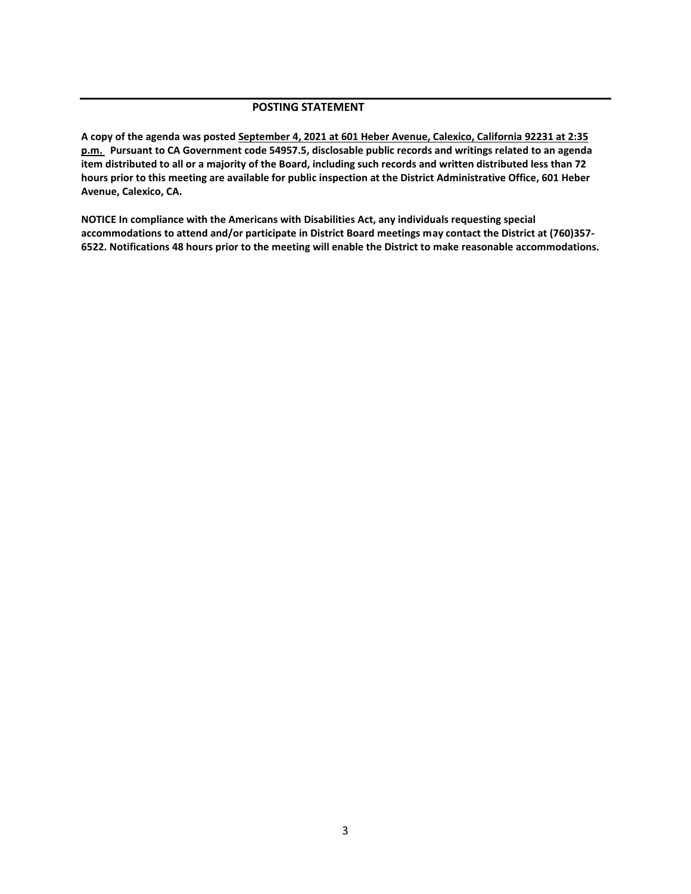## POSTING STATEMENT

**A copy of the agenda was posted September 4, 2021 at 601 Heber Avenue, Calexico, California 92231 at 2:35 p.m. Pursuant to CA Government code 54957.5, disclosable public records and writings related to an agenda item distributed to all or a majority of the Board, including such records and written distributed less than 72 hours prior to this meeting are available for public inspection at the District Administrative Office, 601 Heber Avenue, Calexico, CA.**

**NOTICE In compliance with the Americans with Disabilities Act, any individuals requesting special accommodations to attend and/or participate in District Board meetings may contact the District at (760)357-6522. Notifications 48 hours prior to the meeting will enable the District to make reasonable accommodations.**